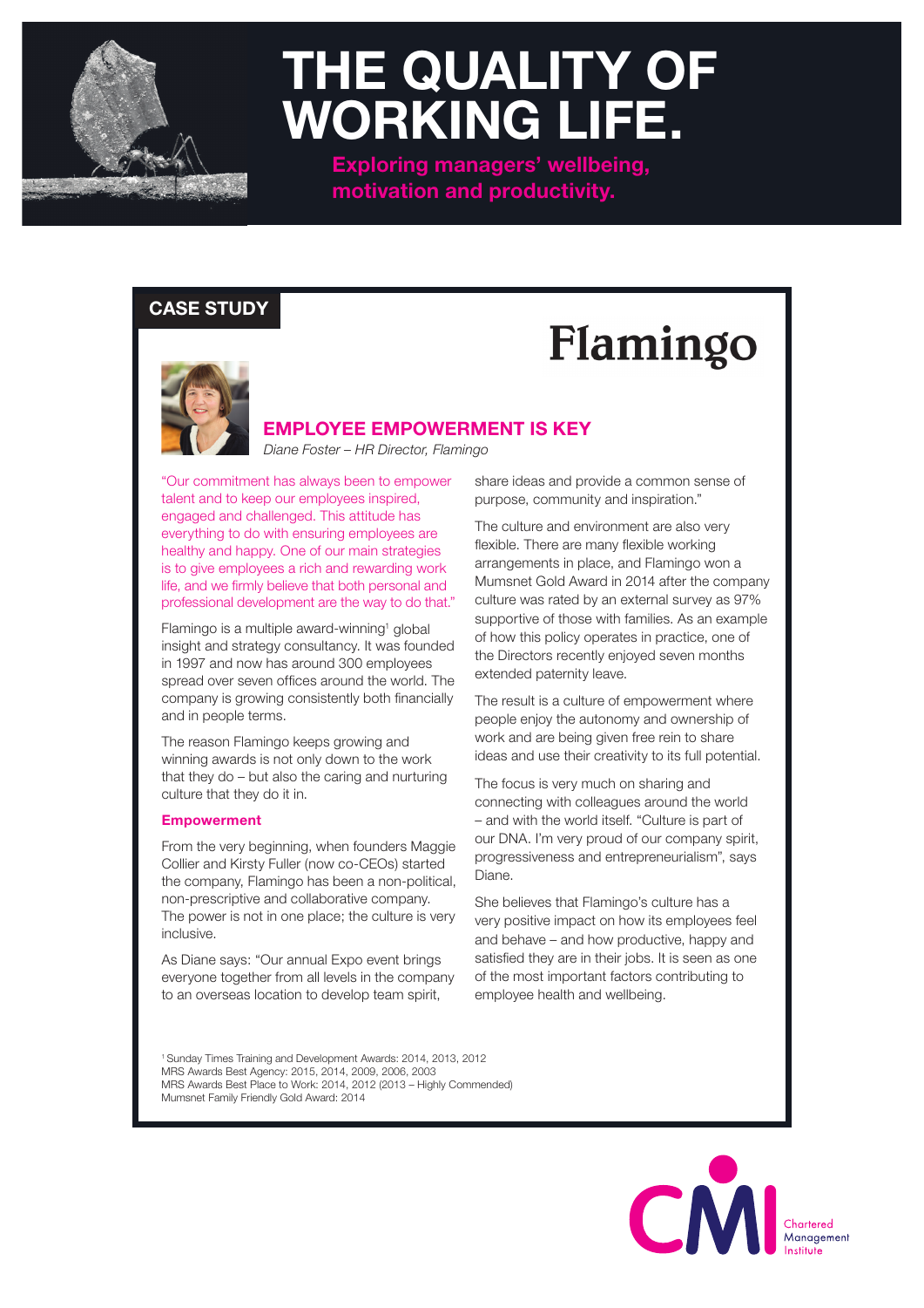# THE QUALITY OF WORKING LIFE.

**Exploring managers' wellbeing, motivation and productivity.**

**CASE STUDY**

Flamingo

## EMPLOYEE EMPOWERMENT IS KEY

*Diane Foster – HR Director, Flamingo*

"Our commitment has always been to empower talent and to keep our employees inspired, engaged and challenged. This attitude has everything to do with ensuring employees are healthy and happy. One of our main strategies is to give employees a rich and rewarding work life, and we firmly believe that both personal and professional development are the way to do that."

Flamingo is a multiple award-winning[1] global insight and strategy consultancy. It was founded in 1997 and now has around 300 employees spread over seven offices around the world. The company is growing consistently both financially and in people terms.

The reason Flamingo keeps growing and winning awards is not only down to the work that they do – but also the caring and nurturing culture that they do it in.

### Empowerment

From the very beginning, when founders Maggie Collier and Kirsty Fuller (now co-CEOs) started the company, Flamingo has been a non-political, non-prescriptive and collaborative company. The power is not in one place; the culture is very inclusive.

As Diane says: "Our annual Expo event brings everyone together from all levels in the company to an overseas location to develop team spirit, share ideas and provide a common sense of purpose, community and inspiration."

The culture and environment are also very flexible. There are many flexible working arrangements in place, and Flamingo won a Mumsnet Gold Award in 2014 after the company culture was rated by an external survey as 97% supportive of those with families. As an example of how this policy operates in practice, one of the Directors recently enjoyed seven months extended paternity leave.

The result is a culture of empowerment where people enjoy the autonomy and ownership of work and are being given free rein to share ideas and use their creativity to its full potential.

The focus is very much on sharing and connecting with colleagues around the world – and with the world itself. "Culture is part of our DNA. I'm very proud of our company spirit, progressiveness and entrepreneurialism", says Diane.

She believes that Flamingo's culture has a very positive impact on how its employees feel and behave – and how productive, happy and satisfied they are in their jobs. It is seen as one of the most important factors contributing to employee health and wellbeing.

[1] Sunday Times Training and Development Awards: 2014, 2013, 2012
MRS Awards Best Agency: 2015, 2014, 2009, 2006, 2003
MRS Awards Best Place to Work: 2014, 2012 (2013 – Highly Commended)
Mumsnet Family Friendly Gold Award: 2014

CMI Chartered Management Institute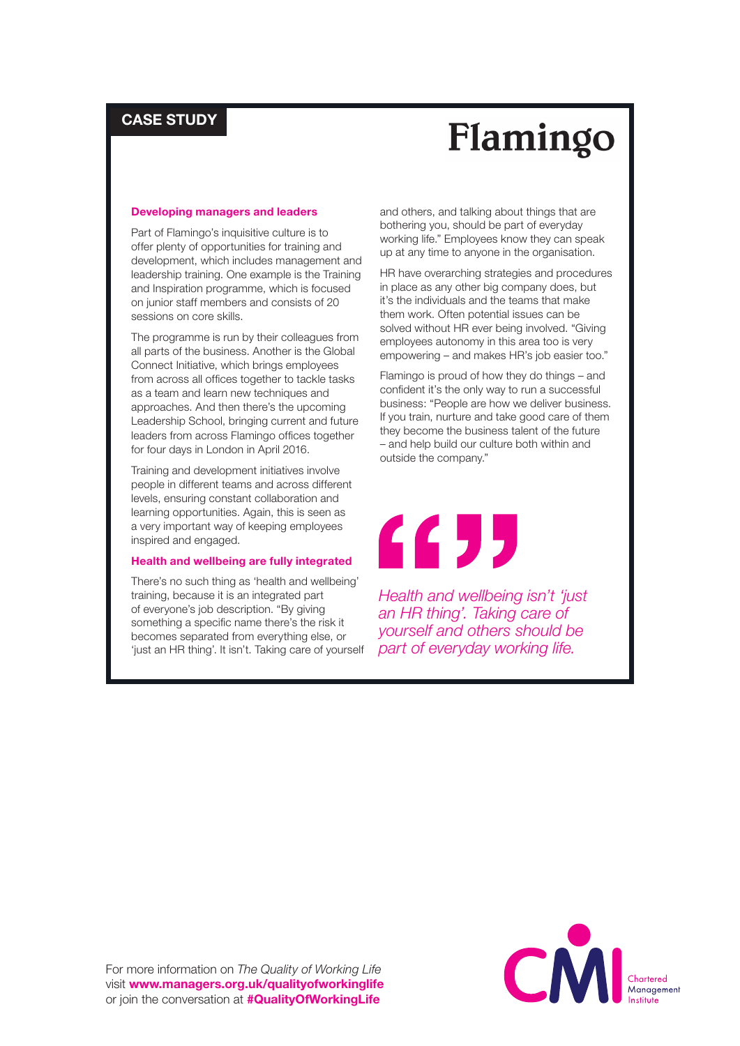CASE STUDY

# Flamingo

### Developing managers and leaders

Part of Flamingo's inquisitive culture is to offer plenty of opportunities for training and development, which includes management and leadership training. One example is the Training and Inspiration programme, which is focused on junior staff members and consists of 20 sessions on core skills.

The programme is run by their colleagues from all parts of the business. Another is the Global Connect Initiative, which brings employees from across all offices together to tackle tasks as a team and learn new techniques and approaches. And then there's the upcoming Leadership School, bringing current and future leaders from across Flamingo offices together for four days in London in April 2016.

Training and development initiatives involve people in different teams and across different levels, ensuring constant collaboration and learning opportunities. Again, this is seen as a very important way of keeping employees inspired and engaged.

### Health and wellbeing are fully integrated

There's no such thing as 'health and wellbeing' training, because it is an integrated part of everyone's job description. "By giving something a specific name there's the risk it becomes separated from everything else, or 'just an HR thing'. It isn't. Taking care of yourself and others, and talking about things that are bothering you, should be part of everyday working life." Employees know they can speak up at any time to anyone in the organisation.

HR have overarching strategies and procedures in place as any other big company does, but it's the individuals and the teams that make them work. Often potential issues can be solved without HR ever being involved. "Giving employees autonomy in this area too is very empowering – and makes HR's job easier too."

Flamingo is proud of how they do things – and confident it's the only way to run a successful business: "People are how we deliver business. If you train, nurture and take good care of them they become the business talent of the future – and help build our culture both within and outside the company."

> *Health and wellbeing isn't 'just an HR thing'. Taking care of yourself and others should be part of everyday working life.*

For more information on *The Quality of Working Life* visit **www.managers.org.uk/qualityofworkinglife** or join the conversation at **#QualityOfWorkingLife**

CMI Chartered Management Institute